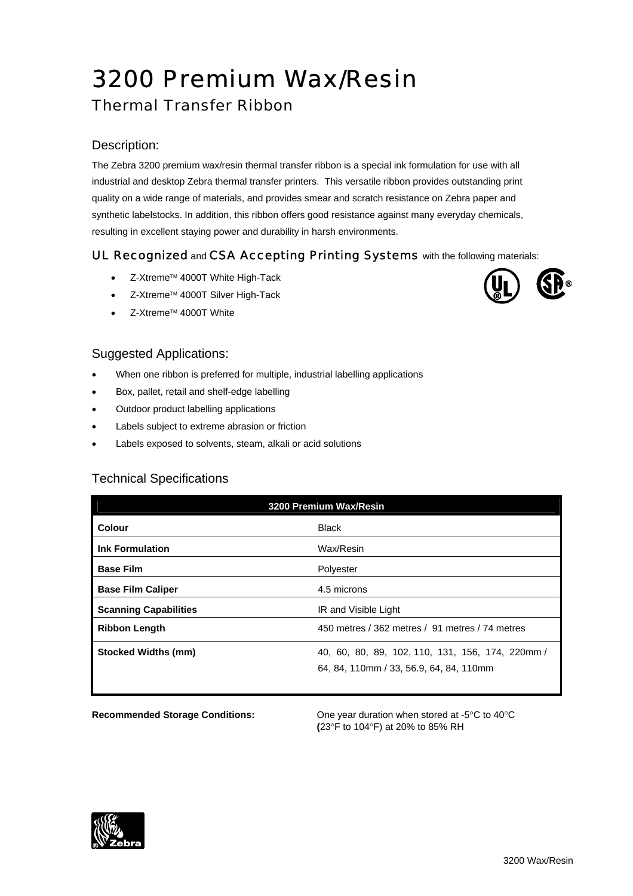# 3200 Premium Wax/Resin

## Thermal Transfer Ribbon

### Description:

The Zebra 3200 premium wax/resin thermal transfer ribbon is a special ink formulation for use with all industrial and desktop Zebra thermal transfer printers. This versatile ribbon provides outstanding print quality on a wide range of materials, and provides smear and scratch resistance on Zebra paper and synthetic labelstocks. In addition, this ribbon offers good resistance against many everyday chemicals, resulting in excellent staying power and durability in harsh environments.

**UL Recognized** and **CSA Accepting Printing Systems** with the following materials:

- Z-Xtreme™ 4000T White High-Tack
- Z-Xtreme™ 4000T Silver High-Tack
- Z-Xtreme™ 4000T White

### Suggested Applications:

- When one ribbon is preferred for multiple, industrial labelling applications
- Box, pallet, retail and shelf-edge labelling
- Outdoor product labelling applications
- Labels subject to extreme abrasion or friction
- Labels exposed to solvents, steam, alkali or acid solutions

### Technical Specifications

| 3200 Premium Wax/Resin | |
|---|---|
| **Colour** | Black |
| **Ink Formulation** | Wax/Resin |
| **Base Film** | Polyester |
| **Base Film Caliper** | 4.5 microns |
| **Scanning Capabilities** | IR and Visible Light |
| **Ribbon Length** | 450 metres / 362 metres / 91 metres / 74 metres |
| **Stocked Widths (mm)** | 40, 60, 80, 89, 102, 110, 131, 156, 174, 220mm / 64, 84, 110mm / 33, 56.9, 64, 84, 110mm |

**Recommended Storage Conditions:** One year duration when stored at -5°C to 40°C (23°F to 104°F) at 20% to 85% RH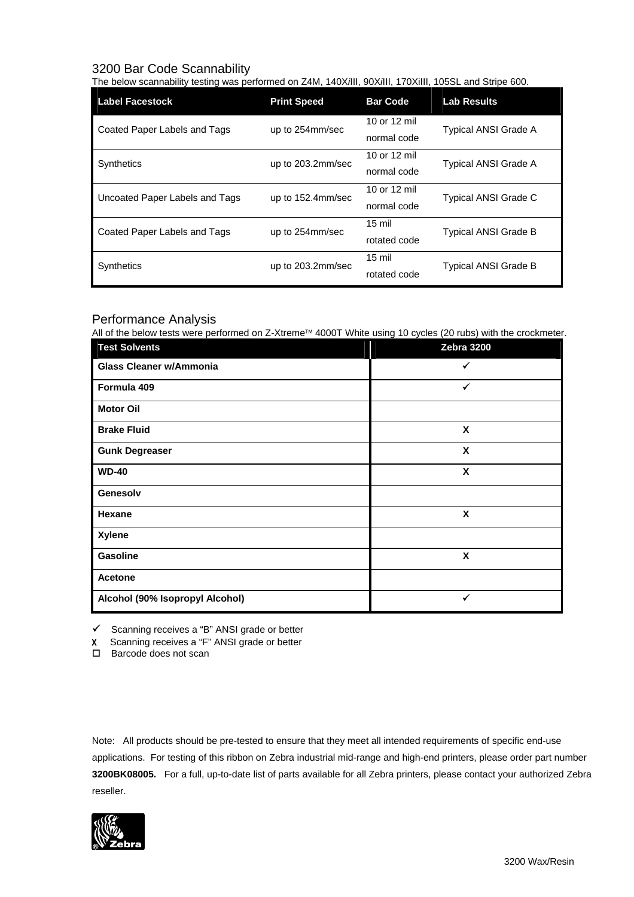## 3200 Bar Code Scannability

The below scannability testing was performed on Z4M, 140X*i*III, 90X*i*III, 170XiIII, 105SL and Stripe 600.

| Label Facestock | Print Speed | Bar Code | Lab Results |
|---|---|---|---|
| Coated Paper Labels and Tags | up to 254mm/sec | 10 or 12 mil normal code | Typical ANSI Grade A |
| Synthetics | up to 203.2mm/sec | 10 or 12 mil normal code | Typical ANSI Grade A |
| Uncoated Paper Labels and Tags | up to 152.4mm/sec | 10 or 12 mil normal code | Typical ANSI Grade C |
| Coated Paper Labels and Tags | up to 254mm/sec | 15 mil rotated code | Typical ANSI Grade B |
| Synthetics | up to 203.2mm/sec | 15 mil rotated code | Typical ANSI Grade B |

## Performance Analysis

All of the below tests were performed on Z-Xtreme™ 4000T White using 10 cycles (20 rubs) with the crockmeter.

| Test Solvents | Zebra 3200 |
|---|---|
| **Glass Cleaner w/Ammonia** | ✓ |
| **Formula 409** | ✓ |
| **Motor Oil** | |
| **Brake Fluid** | X |
| **Gunk Degreaser** | X |
| **WD-40** | X |
| **Genesolv** | |
| **Hexane** | X |
| **Xylene** | |
| **Gasoline** | X |
| **Acetone** | |
| **Alcohol (90% Isopropyl Alcohol)** | ✓ |

✓ Scanning receives a "B" ANSI grade or better

X Scanning receives a "F" ANSI grade or better

☐ Barcode does not scan

Note: All products should be pre-tested to ensure that they meet all intended requirements of specific end-use applications. For testing of this ribbon on Zebra industrial mid-range and high-end printers, please order part number **3200BK08005.** For a full, up-to-date list of parts available for all Zebra printers, please contact your authorized Zebra reseller.

Zebra

3200 Wax/Resin